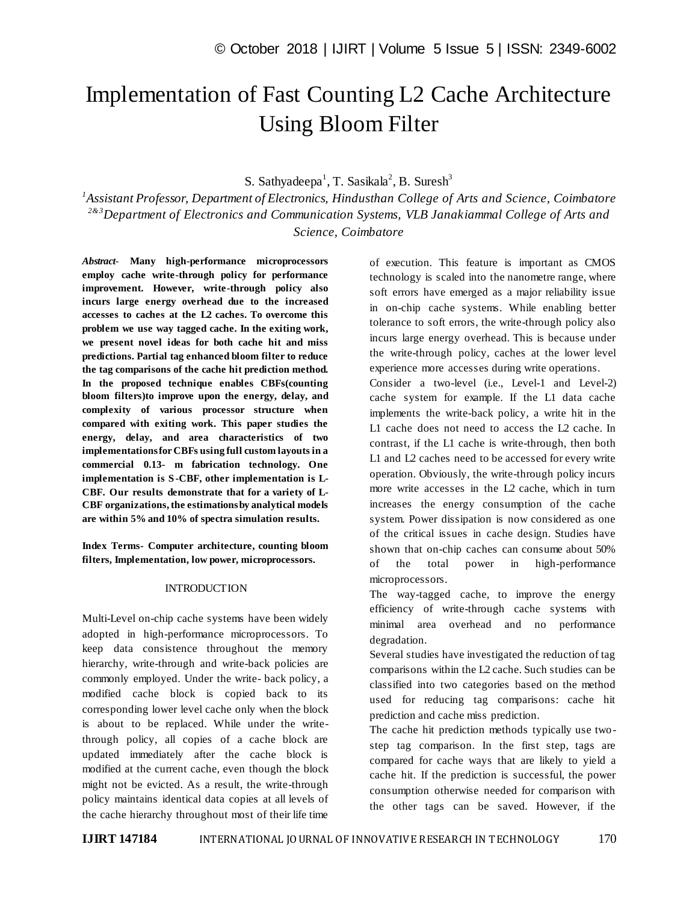# Implementation of Fast Counting L2 Cache Architecture Using Bloom Filter

S. Sathyadeepa[1], T. Sasikala[2], B. Suresh[3]

[1]*Assistant Professor, Department of Electronics, Hindusthan College of Arts and Science, Coimbatore*
[2&3]*Department of Electronics and Communication Systems, VLB Janakiammal College of Arts and Science, Coimbatore*

***Abstract-*** **Many high-performance microprocessors employ cache write-through policy for performance improvement. However, write-through policy also incurs large energy overhead due to the increased accesses to caches at the L2 caches. To overcome this problem we use way tagged cache. In the exiting work, we present novel ideas for both cache hit and miss predictions. Partial tag enhanced bloom filter to reduce the tag comparisons of the cache hit prediction method. In the proposed technique enables CBFs(counting bloom filters)to improve upon the energy, delay, and complexity of various processor structure when compared with exiting work. This paper studies the energy, delay, and area characteristics of two implementationsforCBFs using full custom layouts in a commercial 0.13- m fabrication technology. One implementation is S-CBF, other implementation is L-CBF. Our results demonstrate that for a variety of L-CBF organizations, the estimations by analytical models are within 5% and 10% of spectra simulation results.**

**Index Terms- Computer architecture, counting bloom filters, Implementation, low power, microprocessors.**

## INTRODUCTION

Multi-Level on-chip cache systems have been widely adopted in high-performance microprocessors. To keep data consistence throughout the memory hierarchy, write-through and write-back policies are commonly employed. Under the write- back policy, a modified cache block is copied back to its corresponding lower level cache only when the block is about to be replaced. While under the write-through policy, all copies of a cache block are updated immediately after the cache block is modified at the current cache, even though the block might not be evicted. As a result, the write-through policy maintains identical data copies at all levels of the cache hierarchy throughout most of their life time of execution. This feature is important as CMOS technology is scaled into the nanometre range, where soft errors have emerged as a major reliability issue in on-chip cache systems. While enabling better tolerance to soft errors, the write-through policy also incurs large energy overhead. This is because under the write-through policy, caches at the lower level experience more accesses during write operations.

Consider a two-level (i.e., Level-1 and Level-2) cache system for example. If the L1 data cache implements the write-back policy, a write hit in the L1 cache does not need to access the L2 cache. In contrast, if the L1 cache is write-through, then both L1 and L2 caches need to be accessed for every write operation. Obviously, the write-through policy incurs more write accesses in the L2 cache, which in turn increases the energy consumption of the cache system. Power dissipation is now considered as one of the critical issues in cache design. Studies have shown that on-chip caches can consume about 50% of the total power in high-performance microprocessors.

The way-tagged cache, to improve the energy efficiency of write-through cache systems with minimal area overhead and no performance degradation.

Several studies have investigated the reduction of tag comparisons within the L2 cache. Such studies can be classified into two categories based on the method used for reducing tag comparisons: cache hit prediction and cache miss prediction.

The cache hit prediction methods typically use two-step tag comparison. In the first step, tags are compared for cache ways that are likely to yield a cache hit. If the prediction is successful, the power consumption otherwise needed for comparison with the other tags can be saved. However, if the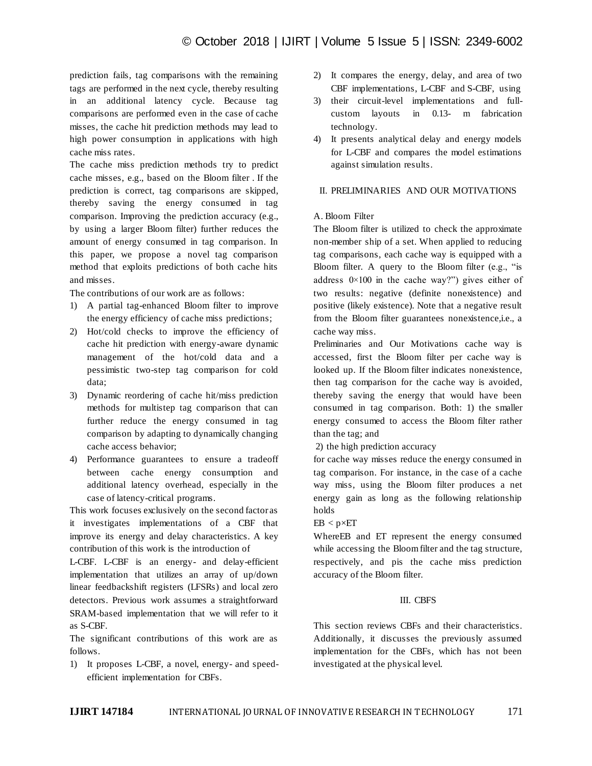prediction fails, tag comparisons with the remaining tags are performed in the next cycle, thereby resulting in an additional latency cycle. Because tag comparisons are performed even in the case of cache misses, the cache hit prediction methods may lead to high power consumption in applications with high cache miss rates.

The cache miss prediction methods try to predict cache misses, e.g., based on the Bloom filter . If the prediction is correct, tag comparisons are skipped, thereby saving the energy consumed in tag comparison. Improving the prediction accuracy (e.g., by using a larger Bloom filter) further reduces the amount of energy consumed in tag comparison. In this paper, we propose a novel tag comparison method that exploits predictions of both cache hits and misses.

The contributions of our work are as follows:

1) A partial tag-enhanced Bloom filter to improve the energy efficiency of cache miss predictions;
2) Hot/cold checks to improve the efficiency of cache hit prediction with energy-aware dynamic management of the hot/cold data and a pessimistic two-step tag comparison for cold data;
3) Dynamic reordering of cache hit/miss prediction methods for multistep tag comparison that can further reduce the energy consumed in tag comparison by adapting to dynamically changing cache access behavior;
4) Performance guarantees to ensure a tradeoff between cache energy consumption and additional latency overhead, especially in the case of latency-critical programs.

This work focuses exclusively on the second factor as it investigates implementations of a CBF that improve its energy and delay characteristics. A key contribution of this work is the introduction of

L-CBF. L-CBF is an energy- and delay-efficient implementation that utilizes an array of up/down linear feedbackshift registers (LFSRs) and local zero detectors. Previous work assumes a straightforward SRAM-based implementation that we will refer to it as S-CBF.

The significant contributions of this work are as follows.

1) It proposes L-CBF, a novel, energy- and speed-efficient implementation for CBFs.
2) It compares the energy, delay, and area of two CBF implementations, L-CBF and S-CBF, using
3) their circuit-level implementations and full-custom layouts in 0.13- m fabrication technology.
4) It presents analytical delay and energy models for L-CBF and compares the model estimations against simulation results.

## II. PRELIMINARIES AND OUR MOTIVATIONS

### A. Bloom Filter

The Bloom filter is utilized to check the approximate non-member ship of a set. When applied to reducing tag comparisons, each cache way is equipped with a Bloom filter. A query to the Bloom filter (e.g., "is address 0×100 in the cache way?") gives either of two results: negative (definite nonexistence) and positive (likely existence). Note that a negative result from the Bloom filter guarantees nonexistence,i.e., a cache way miss.

Preliminaries and Our Motivations cache way is accessed, first the Bloom filter per cache way is looked up. If the Bloom filter indicates nonexistence, then tag comparison for the cache way is avoided, thereby saving the energy that would have been consumed in tag comparison. Both: 1) the smaller energy consumed to access the Bloom filter rather than the tag; and

2) the high prediction accuracy

for cache way misses reduce the energy consumed in tag comparison. For instance, in the case of a cache way miss, using the Bloom filter produces a net energy gain as long as the following relationship holds

$EB < p \times ET$

WhereEB and ET represent the energy consumed while accessing the Bloom filter and the tag structure, respectively, and pis the cache miss prediction accuracy of the Bloom filter.

## III. CBFS

This section reviews CBFs and their characteristics. Additionally, it discusses the previously assumed implementation for the CBFs, which has not been investigated at the physical level.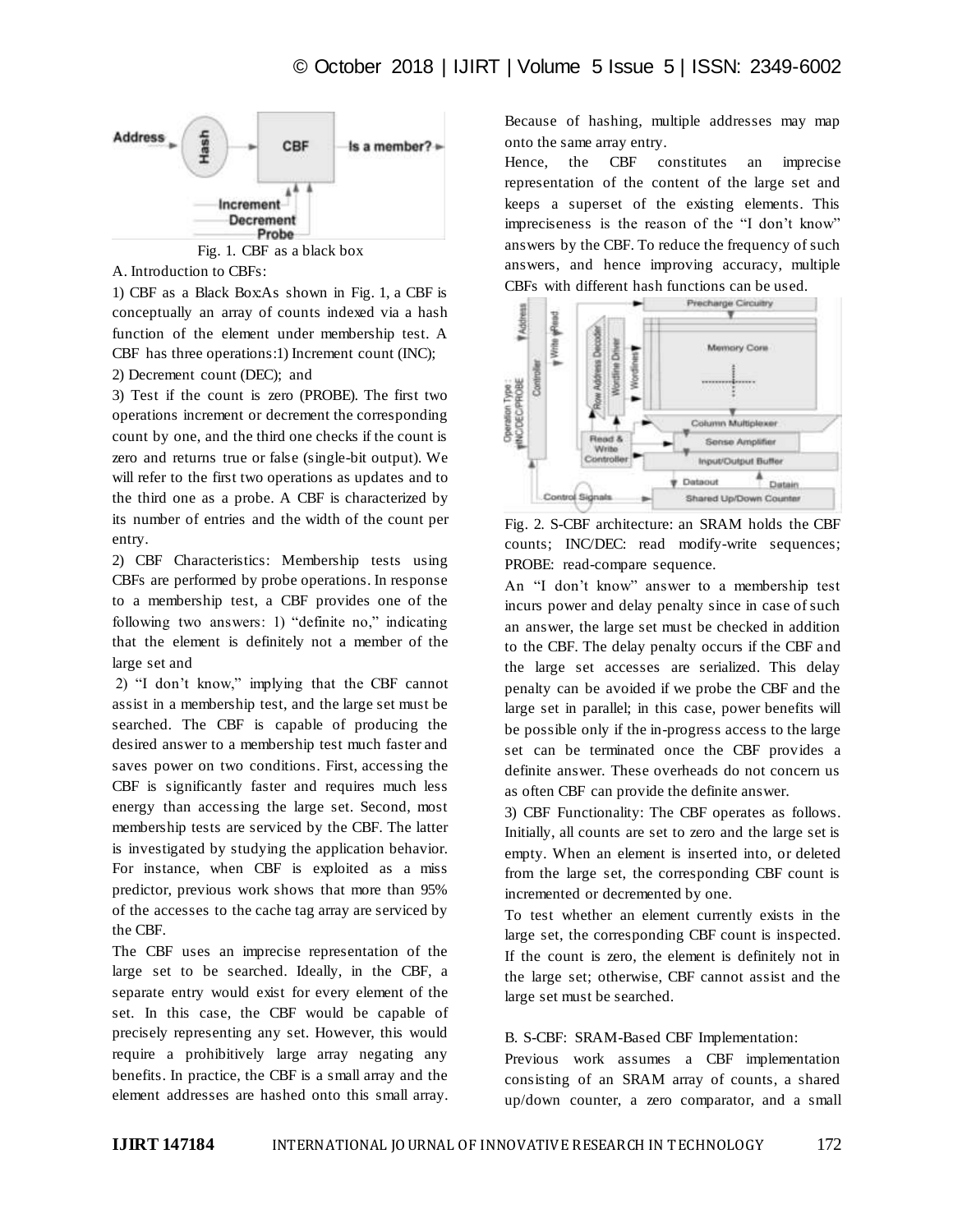Fig. 1. CBF as a black box

A. Introduction to CBFs:

1) CBF as a Black Box:As shown in Fig. 1, a CBF is conceptually an array of counts indexed via a hash function of the element under membership test. A CBF has three operations:1) Increment count (INC);

2) Decrement count (DEC); and

3) Test if the count is zero (PROBE). The first two operations increment or decrement the corresponding count by one, and the third one checks if the count is zero and returns true or false (single-bit output). We will refer to the first two operations as updates and to the third one as a probe. A CBF is characterized by its number of entries and the width of the count per entry.

2) CBF Characteristics: Membership tests using CBFs are performed by probe operations. In response to a membership test, a CBF provides one of the following two answers: 1) "definite no," indicating that the element is definitely not a member of the large set and

2) "I don't know," implying that the CBF cannot assist in a membership test, and the large set must be searched. The CBF is capable of producing the desired answer to a membership test much faster and saves power on two conditions. First, accessing the CBF is significantly faster and requires much less energy than accessing the large set. Second, most membership tests are serviced by the CBF. The latter is investigated by studying the application behavior. For instance, when CBF is exploited as a miss predictor, previous work shows that more than 95% of the accesses to the cache tag array are serviced by the CBF.

The CBF uses an imprecise representation of the large set to be searched. Ideally, in the CBF, a separate entry would exist for every element of the set. In this case, the CBF would be capable of precisely representing any set. However, this would require a prohibitively large array negating any benefits. In practice, the CBF is a small array and the element addresses are hashed onto this small array. Because of hashing, multiple addresses may map onto the same array entry.

Hence, the CBF constitutes an imprecise representation of the content of the large set and keeps a superset of the existing elements. This impreciseness is the reason of the "I don't know" answers by the CBF. To reduce the frequency of such answers, and hence improving accuracy, multiple CBFs with different hash functions can be used.

Fig. 2. S-CBF architecture: an SRAM holds the CBF counts; INC/DEC: read modify-write sequences; PROBE: read-compare sequence.

An "I don't know" answer to a membership test incurs power and delay penalty since in case of such an answer, the large set must be checked in addition to the CBF. The delay penalty occurs if the CBF and the large set accesses are serialized. This delay penalty can be avoided if we probe the CBF and the large set in parallel; in this case, power benefits will be possible only if the in-progress access to the large set can be terminated once the CBF provides a definite answer. These overheads do not concern us as often CBF can provide the definite answer.

3) CBF Functionality: The CBF operates as follows. Initially, all counts are set to zero and the large set is empty. When an element is inserted into, or deleted from the large set, the corresponding CBF count is incremented or decremented by one.

To test whether an element currently exists in the large set, the corresponding CBF count is inspected. If the count is zero, the element is definitely not in the large set; otherwise, CBF cannot assist and the large set must be searched.

B. S-CBF: SRAM-Based CBF Implementation:

Previous work assumes a CBF implementation consisting of an SRAM array of counts, a shared up/down counter, a zero comparator, and a small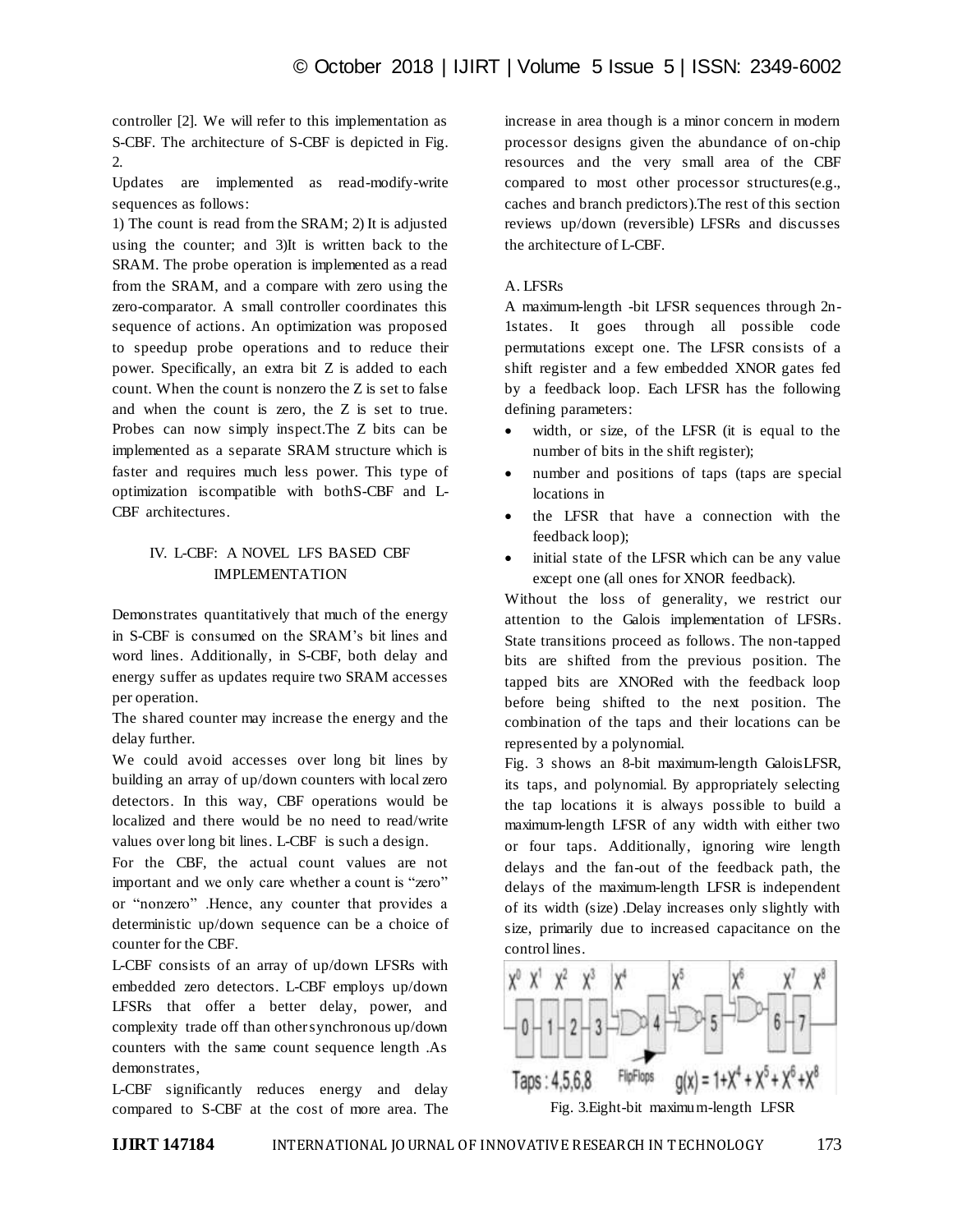controller [2]. We will refer to this implementation as S-CBF. The architecture of S-CBF is depicted in Fig. 2.

Updates are implemented as read-modify-write sequences as follows:

1) The count is read from the SRAM; 2) It is adjusted using the counter; and 3)It is written back to the SRAM. The probe operation is implemented as a read from the SRAM, and a compare with zero using the zero-comparator. A small controller coordinates this sequence of actions. An optimization was proposed to speedup probe operations and to reduce their power. Specifically, an extra bit Z is added to each count. When the count is nonzero the Z is set to false and when the count is zero, the Z is set to true. Probes can now simply inspect.The Z bits can be implemented as a separate SRAM structure which is faster and requires much less power. This type of optimization iscompatible with bothS-CBF and L-CBF architectures.

## IV. L-CBF: A NOVEL LFS BASED CBF IMPLEMENTATION

Demonstrates quantitatively that much of the energy in S-CBF is consumed on the SRAM's bit lines and word lines. Additionally, in S-CBF, both delay and energy suffer as updates require two SRAM accesses per operation.

The shared counter may increase the energy and the delay further.

We could avoid accesses over long bit lines by building an array of up/down counters with local zero detectors. In this way, CBF operations would be localized and there would be no need to read/write values over long bit lines. L-CBF is such a design.

For the CBF, the actual count values are not important and we only care whether a count is "zero" or "nonzero" .Hence, any counter that provides a deterministic up/down sequence can be a choice of counter for the CBF.

L-CBF consists of an array of up/down LFSRs with embedded zero detectors. L-CBF employs up/down LFSRs that offer a better delay, power, and complexity trade off than other synchronous up/down counters with the same count sequence length .As demonstrates,

L-CBF significantly reduces energy and delay compared to S-CBF at the cost of more area. The increase in area though is a minor concern in modern processor designs given the abundance of on-chip resources and the very small area of the CBF compared to most other processor structures(e.g., caches and branch predictors).The rest of this section reviews up/down (reversible) LFSRs and discusses the architecture of L-CBF.

### A. LFSRs

A maximum-length -bit LFSR sequences through 2n-1states. It goes through all possible code permutations except one. The LFSR consists of a shift register and a few embedded XNOR gates fed by a feedback loop. Each LFSR has the following defining parameters:

- width, or size, of the LFSR (it is equal to the number of bits in the shift register);
- number and positions of taps (taps are special locations in
- the LFSR that have a connection with the feedback loop);
- initial state of the LFSR which can be any value except one (all ones for XNOR feedback).

Without the loss of generality, we restrict our attention to the Galois implementation of LFSRs. State transitions proceed as follows. The non-tapped bits are shifted from the previous position. The tapped bits are XNORed with the feedback loop before being shifted to the next position. The combination of the taps and their locations can be represented by a polynomial.

Fig. 3 shows an 8-bit maximum-length GaloisLFSR, its taps, and polynomial. By appropriately selecting the tap locations it is always possible to build a maximum-length LFSR of any width with either two or four taps. Additionally, ignoring wire length delays and the fan-out of the feedback path, the delays of the maximum-length LFSR is independent of its width (size) .Delay increases only slightly with size, primarily due to increased capacitance on the control lines.

$X^0$ $X^1$ $X^2$ $X^3$ $X^4$ $X^5$ $X^6$ $X^7$ $X^8$

0 1 2 3 4 5 6 7

Taps : 4,5,6,8

FlipFlops

$g(x) = 1+X^4 + X^5 + X^6 + X^8$

Fig. 3.Eight-bit maximum-length LFSR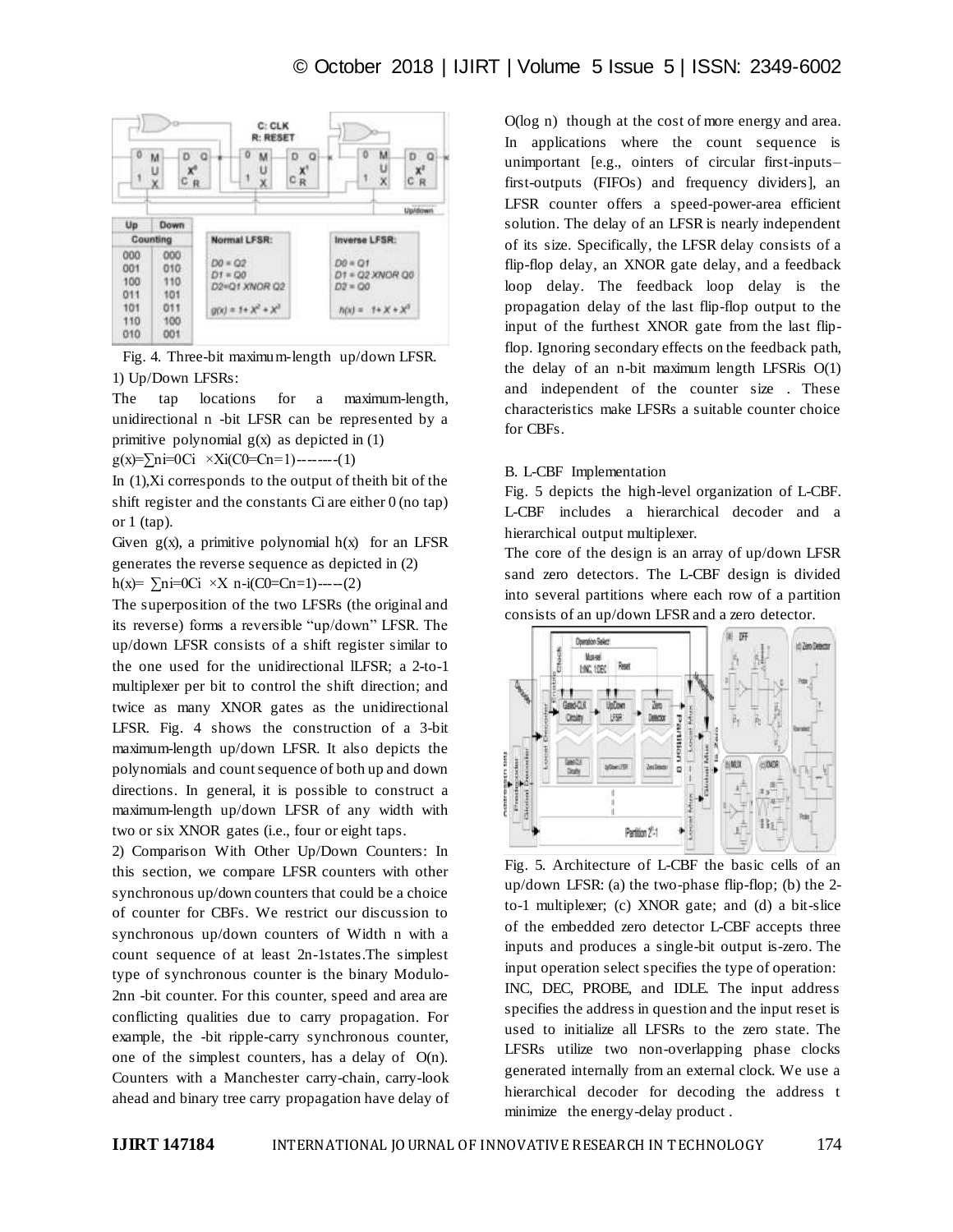| Up | Down | Normal LFSR: | Inverse LFSR: |
|---|---|---|---|
| Counting | | | |
| 000 | 000 | $D0 = Q2$ | $D0 = Q1$ |
| 001 | 010 | $D1 = Q0$ | $D1 = Q2$ XNOR $Q0$ |
| 100 | 110 | $D2 = Q1$ XNOR $Q2$ | $D2 = Q0$ |
| 011 | 101 | | |
| 101 | 011 | $g(x) = 1 + X^2 + X^3$ | $h(x) = 1 + X + X^3$ |
| 110 | 100 | | |
| 010 | 001 | | |

Fig. 4. Three-bit maximum-length up/down LFSR.

1) Up/Down LFSRs:

The tap locations for a maximum-length, unidirectional n -bit LFSR can be represented by a primitive polynomial g(x) as depicted in (1)

$g(x)=\sum_{i=0}^{n} C_i \times X^i (C_0=C_n=1)$--------(1)

In (1), $X_i$ corresponds to the output of theith bit of the shift register and the constants $C_i$ are either 0 (no tap) or 1 (tap).

Given g(x), a primitive polynomial h(x) for an LFSR generates the reverse sequence as depicted in (2)

$h(x)= \sum_{i=0}^{n} C_i \times X^{n-i} (C_0=C_n=1)$-----(2)

The superposition of the two LFSRs (the original and its reverse) forms a reversible "up/down" LFSR. The up/down LFSR consists of a shift register similar to the one used for the unidirectional lLFSR; a 2-to-1 multiplexer per bit to control the shift direction; and twice as many XNOR gates as the unidirectional LFSR. Fig. 4 shows the construction of a 3-bit maximum-length up/down LFSR. It also depicts the polynomials and count sequence of both up and down directions. In general, it is possible to construct a maximum-length up/down LFSR of any width with two or six XNOR gates (i.e., four or eight taps.

2) Comparison With Other Up/Down Counters: In this section, we compare LFSR counters with other synchronous up/down counters that could be a choice of counter for CBFs. We restrict our discussion to synchronous up/down counters of Width n with a count sequence of at least 2n-1states.The simplest type of synchronous counter is the binary Modulo-2nn -bit counter. For this counter, speed and area are conflicting qualities due to carry propagation. For example, the -bit ripple-carry synchronous counter, one of the simplest counters, has a delay of O(n). Counters with a Manchester carry-chain, carry-look ahead and binary tree carry propagation have delay of O(log n) though at the cost of more energy and area. In applications where the count sequence is unimportant [e.g., ointers of circular first-inputs–first-outputs (FIFOs) and frequency dividers], an LFSR counter offers a speed-power-area efficient solution. The delay of an LFSR is nearly independent of its size. Specifically, the LFSR delay consists of a flip-flop delay, an XNOR gate delay, and a feedback loop delay. The feedback loop delay is the propagation delay of the last flip-flop output to the input of the furthest XNOR gate from the last flip-flop. Ignoring secondary effects on the feedback path, the delay of an n-bit maximum length LFSRis O(1) and independent of the counter size . These characteristics make LFSRs a suitable counter choice for CBFs.

B. L-CBF Implementation

Fig. 5 depicts the high-level organization of L-CBF. L-CBF includes a hierarchical decoder and a hierarchical output multiplexer.

The core of the design is an array of up/down LFSR sand zero detectors. The L-CBF design is divided into several partitions where each row of a partition consists of an up/down LFSR and a zero detector.

Fig. 5. Architecture of L-CBF the basic cells of an up/down LFSR: (a) the two-phase flip-flop; (b) the 2-to-1 multiplexer; (c) XNOR gate; and (d) a bit-slice of the embedded zero detector L-CBF accepts three inputs and produces a single-bit output is-zero. The input operation select specifies the type of operation: INC, DEC, PROBE, and IDLE. The input address specifies the address in question and the input reset is used to initialize all LFSRs to the zero state. The LFSRs utilize two non-overlapping phase clocks generated internally from an external clock. We use a hierarchical decoder for decoding the address t minimize the energy-delay product .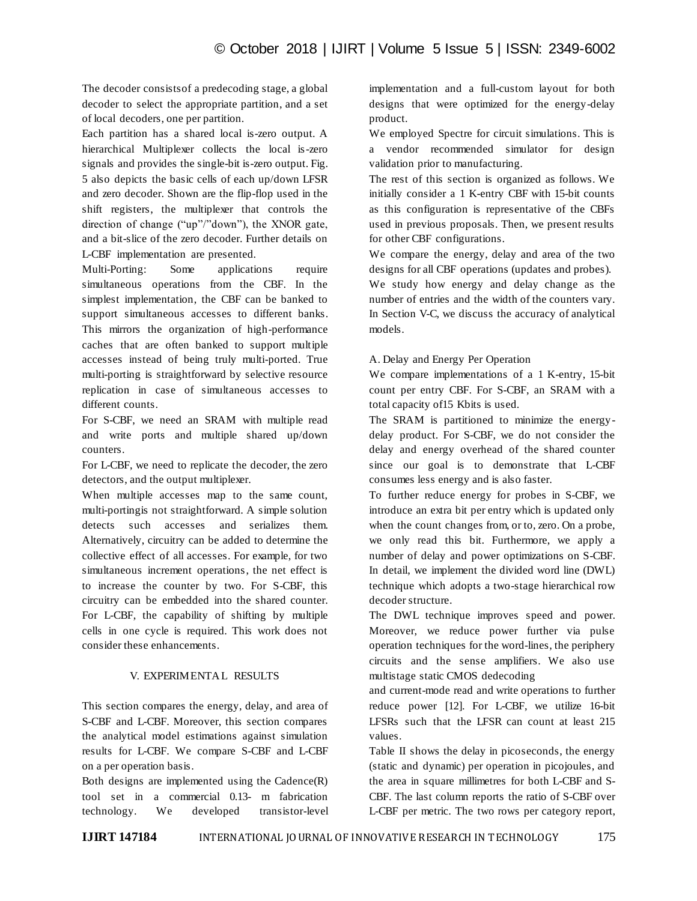The decoder consistsof a predecoding stage, a global decoder to select the appropriate partition, and a set of local decoders, one per partition.

Each partition has a shared local is-zero output. A hierarchical Multiplexer collects the local is-zero signals and provides the single-bit is-zero output. Fig. 5 also depicts the basic cells of each up/down LFSR and zero decoder. Shown are the flip-flop used in the shift registers, the multiplexer that controls the direction of change ("up"/"down"), the XNOR gate, and a bit-slice of the zero decoder. Further details on L-CBF implementation are presented.

Multi-Porting: Some applications require simultaneous operations from the CBF. In the simplest implementation, the CBF can be banked to support simultaneous accesses to different banks. This mirrors the organization of high-performance caches that are often banked to support multiple accesses instead of being truly multi-ported. True multi-porting is straightforward by selective resource replication in case of simultaneous accesses to different counts.

For S-CBF, we need an SRAM with multiple read and write ports and multiple shared up/down counters.

For L-CBF, we need to replicate the decoder, the zero detectors, and the output multiplexer.

When multiple accesses map to the same count, multi-portingis not straightforward. A simple solution detects such accesses and serializes them. Alternatively, circuitry can be added to determine the collective effect of all accesses. For example, for two simultaneous increment operations, the net effect is to increase the counter by two. For S-CBF, this circuitry can be embedded into the shared counter. For L-CBF, the capability of shifting by multiple cells in one cycle is required. This work does not consider these enhancements.

## V. EXPERIMENTAL RESULTS

This section compares the energy, delay, and area of S-CBF and L-CBF. Moreover, this section compares the analytical model estimations against simulation results for L-CBF. We compare S-CBF and L-CBF on a per operation basis.

Both designs are implemented using the Cadence(R) tool set in a commercial 0.13- m fabrication technology. We developed transistor-level implementation and a full-custom layout for both designs that were optimized for the energy-delay product.

We employed Spectre for circuit simulations. This is a vendor recommended simulator for design validation prior to manufacturing.

The rest of this section is organized as follows. We initially consider a 1 K-entry CBF with 15-bit counts as this configuration is representative of the CBFs used in previous proposals. Then, we present results for other CBF configurations.

We compare the energy, delay and area of the two designs for all CBF operations (updates and probes).

We study how energy and delay change as the number of entries and the width of the counters vary. In Section V-C, we discuss the accuracy of analytical models.

### A. Delay and Energy Per Operation

We compare implementations of a 1 K-entry, 15-bit count per entry CBF. For S-CBF, an SRAM with a total capacity of15 Kbits is used.

The SRAM is partitioned to minimize the energy-delay product. For S-CBF, we do not consider the delay and energy overhead of the shared counter since our goal is to demonstrate that L-CBF consumes less energy and is also faster.

To further reduce energy for probes in S-CBF, we introduce an extra bit per entry which is updated only when the count changes from, or to, zero. On a probe, we only read this bit. Furthermore, we apply a number of delay and power optimizations on S-CBF. In detail, we implement the divided word line (DWL) technique which adopts a two-stage hierarchical row decoder structure.

The DWL technique improves speed and power. Moreover, we reduce power further via pulse operation techniques for the word-lines, the periphery circuits and the sense amplifiers. We also use multistage static CMOS dedecoding and current-mode read and write operations to further reduce power [12]. For L-CBF, we utilize 16-bit LFSRs such that the LFSR can count at least 215 values.

Table II shows the delay in picoseconds, the energy (static and dynamic) per operation in picojoules, and the area in square millimetres for both L-CBF and S-CBF. The last column reports the ratio of S-CBF over L-CBF per metric. The two rows per category report,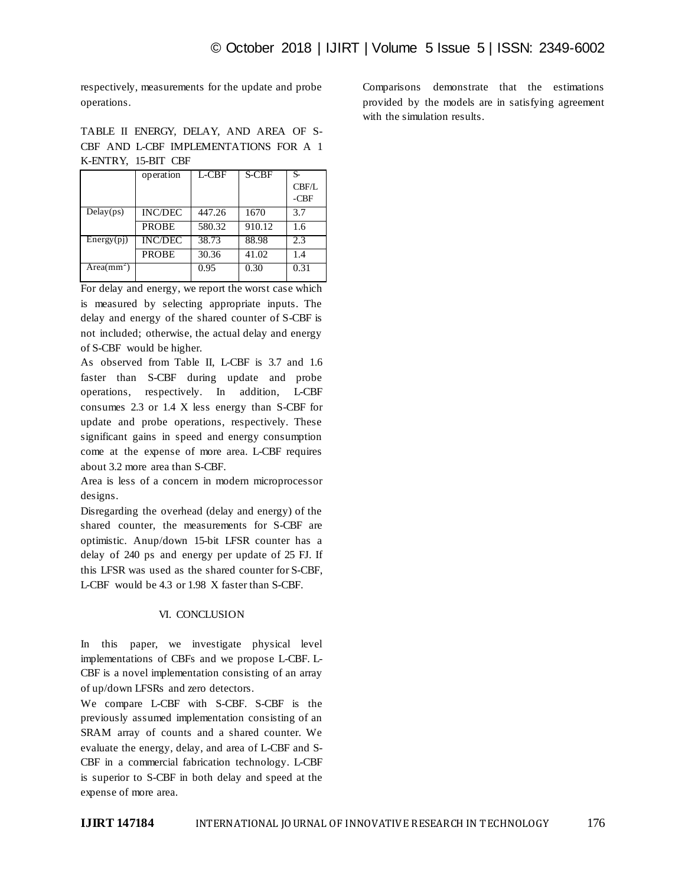respectively, measurements for the update and probe operations.

TABLE II ENERGY, DELAY, AND AREA OF S-CBF AND L-CBF IMPLEMENTATIONS FOR A 1 K-ENTRY, 15-BIT CBF

| | operation | L-CBF | S-CBF | S-CBF/L-CBF |
|---|---|---|---|---|
| Delay(ps) | INC/DEC | 447.26 | 1670 | 3.7 |
| | PROBE | 580.32 | 910.12 | 1.6 |
| Energy(pj) | INC/DEC | 38.73 | 88.98 | 2.3 |
| | PROBE | 30.36 | 41.02 | 1.4 |
| Area($mm^2$) | | 0.95 | 0.30 | 0.31 |

For delay and energy, we report the worst case which is measured by selecting appropriate inputs. The delay and energy of the shared counter of S-CBF is not included; otherwise, the actual delay and energy of S-CBF would be higher.

As observed from Table II, L-CBF is 3.7 and 1.6 faster than S-CBF during update and probe operations, respectively. In addition, L-CBF consumes 2.3 or 1.4 X less energy than S-CBF for update and probe operations, respectively. These significant gains in speed and energy consumption come at the expense of more area. L-CBF requires about 3.2 more area than S-CBF.

Area is less of a concern in modern microprocessor designs.

Disregarding the overhead (delay and energy) of the shared counter, the measurements for S-CBF are optimistic. Anup/down 15-bit LFSR counter has a delay of 240 ps and energy per update of 25 FJ. If this LFSR was used as the shared counter for S-CBF, L-CBF would be 4.3 or 1.98 X faster than S-CBF.

## VI. CONCLUSION

In this paper, we investigate physical level implementations of CBFs and we propose L-CBF. L-CBF is a novel implementation consisting of an array of up/down LFSRs and zero detectors.

We compare L-CBF with S-CBF. S-CBF is the previously assumed implementation consisting of an SRAM array of counts and a shared counter. We evaluate the energy, delay, and area of L-CBF and S-CBF in a commercial fabrication technology. L-CBF is superior to S-CBF in both delay and speed at the expense of more area.

Comparisons demonstrate that the estimations provided by the models are in satisfying agreement with the simulation results.